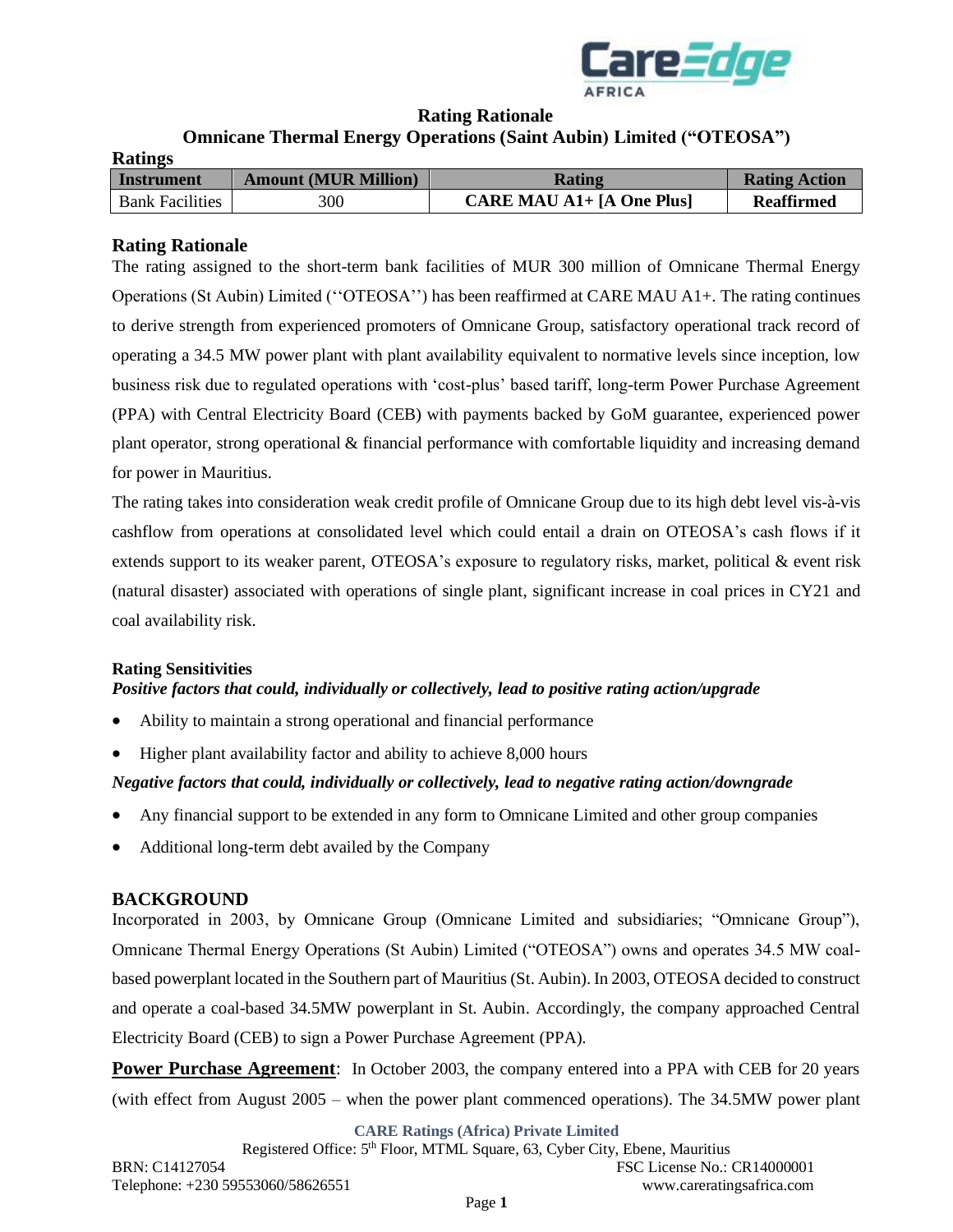# Rating Rationale

## Omnicane Thermal Energy Operations (Saint Aubin) Limited ("OTEOSA")

**Ratings**

| Instrument | Amount (MUR Million) | Rating | Rating Action |
|---|---|---|---|
| Bank Facilities | 300 | **CARE MAU A1+ [A One Plus]** | **Reaffirmed** |

## Rating Rationale

The rating assigned to the short-term bank facilities of MUR 300 million of Omnicane Thermal Energy Operations (St Aubin) Limited (''OTEOSA'') has been reaffirmed at CARE MAU A1+. The rating continues to derive strength from experienced promoters of Omnicane Group, satisfactory operational track record of operating a 34.5 MW power plant with plant availability equivalent to normative levels since inception, low business risk due to regulated operations with 'cost-plus' based tariff, long-term Power Purchase Agreement (PPA) with Central Electricity Board (CEB) with payments backed by GoM guarantee, experienced power plant operator, strong operational & financial performance with comfortable liquidity and increasing demand for power in Mauritius.

The rating takes into consideration weak credit profile of Omnicane Group due to its high debt level vis-à-vis cashflow from operations at consolidated level which could entail a drain on OTEOSA's cash flows if it extends support to its weaker parent, OTEOSA's exposure to regulatory risks, market, political & event risk (natural disaster) associated with operations of single plant, significant increase in coal prices in CY21 and coal availability risk.

### Rating Sensitivities

***Positive factors that could, individually or collectively, lead to positive rating action/upgrade***

- Ability to maintain a strong operational and financial performance
- Higher plant availability factor and ability to achieve 8,000 hours

***Negative factors that could, individually or collectively, lead to negative rating action/downgrade***

- Any financial support to be extended in any form to Omnicane Limited and other group companies
- Additional long-term debt availed by the Company

## BACKGROUND

Incorporated in 2003, by Omnicane Group (Omnicane Limited and subsidiaries; "Omnicane Group"), Omnicane Thermal Energy Operations (St Aubin) Limited ("OTEOSA") owns and operates 34.5 MW coal-based powerplant located in the Southern part of Mauritius (St. Aubin). In 2003, OTEOSA decided to construct and operate a coal-based 34.5MW powerplant in St. Aubin. Accordingly, the company approached Central Electricity Board (CEB) to sign a Power Purchase Agreement (PPA).

**Power Purchase Agreement**: In October 2003, the company entered into a PPA with CEB for 20 years (with effect from August 2005 – when the power plant commenced operations). The 34.5MW power plant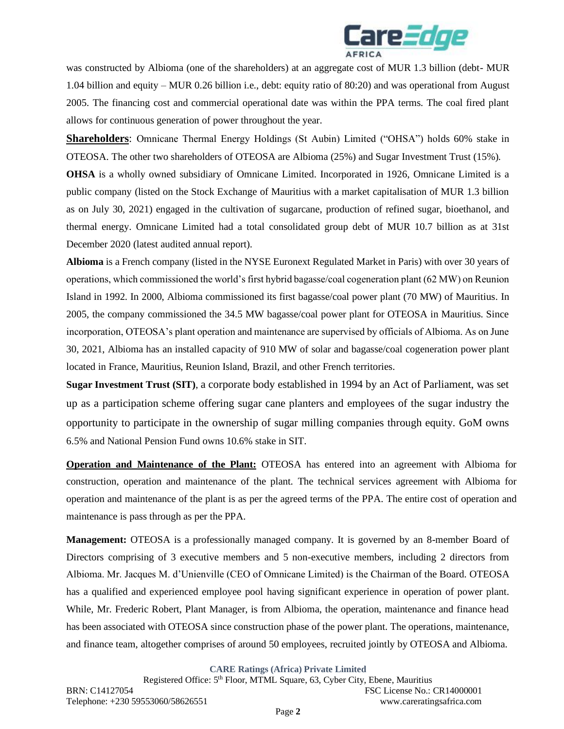was constructed by Albioma (one of the shareholders) at an aggregate cost of MUR 1.3 billion (debt- MUR 1.04 billion and equity – MUR 0.26 billion i.e., debt: equity ratio of 80:20) and was operational from August 2005. The financing cost and commercial operational date was within the PPA terms. The coal fired plant allows for continuous generation of power throughout the year.

**Shareholders**: Omnicane Thermal Energy Holdings (St Aubin) Limited ("OHSA") holds 60% stake in OTEOSA. The other two shareholders of OTEOSA are Albioma (25%) and Sugar Investment Trust (15%).

**OHSA** is a wholly owned subsidiary of Omnicane Limited. Incorporated in 1926, Omnicane Limited is a public company (listed on the Stock Exchange of Mauritius with a market capitalisation of MUR 1.3 billion as on July 30, 2021) engaged in the cultivation of sugarcane, production of refined sugar, bioethanol, and thermal energy. Omnicane Limited had a total consolidated group debt of MUR 10.7 billion as at 31st December 2020 (latest audited annual report).

**Albioma** is a French company (listed in the NYSE Euronext Regulated Market in Paris) with over 30 years of operations, which commissioned the world's first hybrid bagasse/coal cogeneration plant (62 MW) on Reunion Island in 1992. In 2000, Albioma commissioned its first bagasse/coal power plant (70 MW) of Mauritius. In 2005, the company commissioned the 34.5 MW bagasse/coal power plant for OTEOSA in Mauritius. Since incorporation, OTEOSA's plant operation and maintenance are supervised by officials of Albioma. As on June 30, 2021, Albioma has an installed capacity of 910 MW of solar and bagasse/coal cogeneration power plant located in France, Mauritius, Reunion Island, Brazil, and other French territories.

**Sugar Investment Trust (SIT)**, a corporate body established in 1994 by an Act of Parliament, was set up as a participation scheme offering sugar cane planters and employees of the sugar industry the opportunity to participate in the ownership of sugar milling companies through equity. GoM owns 6.5% and National Pension Fund owns 10.6% stake in SIT.

**Operation and Maintenance of the Plant:** OTEOSA has entered into an agreement with Albioma for construction, operation and maintenance of the plant. The technical services agreement with Albioma for operation and maintenance of the plant is as per the agreed terms of the PPA. The entire cost of operation and maintenance is pass through as per the PPA.

**Management:** OTEOSA is a professionally managed company. It is governed by an 8-member Board of Directors comprising of 3 executive members and 5 non-executive members, including 2 directors from Albioma. Mr. Jacques M. d'Unienville (CEO of Omnicane Limited) is the Chairman of the Board. OTEOSA has a qualified and experienced employee pool having significant experience in operation of power plant. While, Mr. Frederic Robert, Plant Manager, is from Albioma, the operation, maintenance and finance head has been associated with OTEOSA since construction phase of the power plant. The operations, maintenance, and finance team, altogether comprises of around 50 employees, recruited jointly by OTEOSA and Albioma.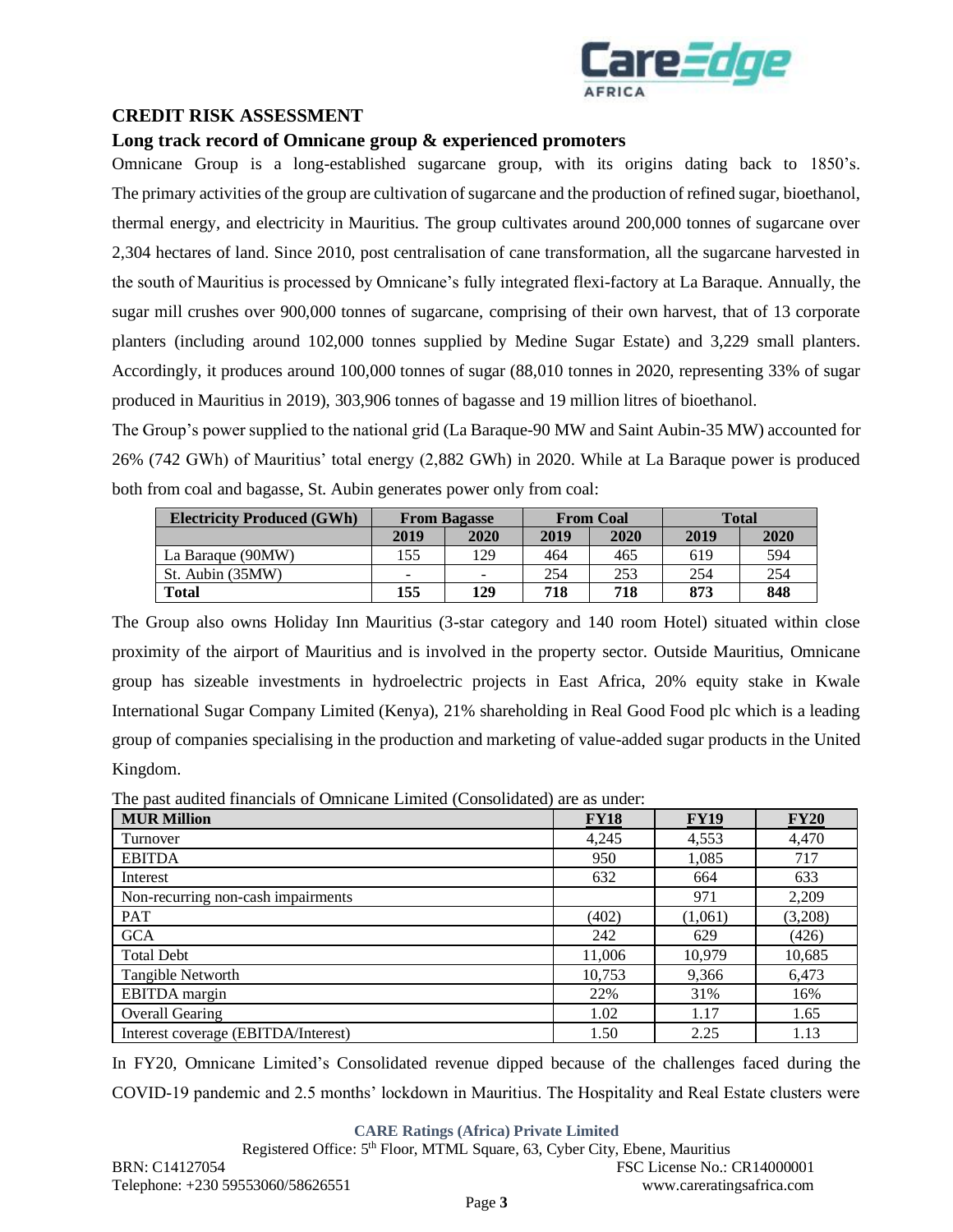## CREDIT RISK ASSESSMENT

### Long track record of Omnicane group & experienced promoters

Omnicane Group is a long-established sugarcane group, with its origins dating back to 1850's. The primary activities of the group are cultivation of sugarcane and the production of refined sugar, bioethanol, thermal energy, and electricity in Mauritius. The group cultivates around 200,000 tonnes of sugarcane over 2,304 hectares of land. Since 2010, post centralisation of cane transformation, all the sugarcane harvested in the south of Mauritius is processed by Omnicane's fully integrated flexi-factory at La Baraque. Annually, the sugar mill crushes over 900,000 tonnes of sugarcane, comprising of their own harvest, that of 13 corporate planters (including around 102,000 tonnes supplied by Medine Sugar Estate) and 3,229 small planters. Accordingly, it produces around 100,000 tonnes of sugar (88,010 tonnes in 2020, representing 33% of sugar produced in Mauritius in 2019), 303,906 tonnes of bagasse and 19 million litres of bioethanol.

The Group's power supplied to the national grid (La Baraque-90 MW and Saint Aubin-35 MW) accounted for 26% (742 GWh) of Mauritius' total energy (2,882 GWh) in 2020. While at La Baraque power is produced both from coal and bagasse, St. Aubin generates power only from coal:

| Electricity Produced (GWh) | From Bagasse | | From Coal | | Total | |
|---|---|---|---|---|---|---|
| | 2019 | 2020 | 2019 | 2020 | 2019 | 2020 |
| La Baraque (90MW) | 155 | 129 | 464 | 465 | 619 | 594 |
| St. Aubin (35MW) | - | - | 254 | 253 | 254 | 254 |
| **Total** | **155** | **129** | **718** | **718** | **873** | **848** |

The Group also owns Holiday Inn Mauritius (3-star category and 140 room Hotel) situated within close proximity of the airport of Mauritius and is involved in the property sector. Outside Mauritius, Omnicane group has sizeable investments in hydroelectric projects in East Africa, 20% equity stake in Kwale International Sugar Company Limited (Kenya), 21% shareholding in Real Good Food plc which is a leading group of companies specialising in the production and marketing of value-added sugar products in the United Kingdom.

The past audited financials of Omnicane Limited (Consolidated) are as under:

| MUR Million | FY18 | FY19 | FY20 |
|---|---|---|---|
| Turnover | 4,245 | 4,553 | 4,470 |
| EBITDA | 950 | 1,085 | 717 |
| Interest | 632 | 664 | 633 |
| Non-recurring non-cash impairments | | 971 | 2,209 |
| PAT | (402) | (1,061) | (3,208) |
| GCA | 242 | 629 | (426) |
| Total Debt | 11,006 | 10,979 | 10,685 |
| Tangible Networth | 10,753 | 9,366 | 6,473 |
| EBITDA margin | 22% | 31% | 16% |
| Overall Gearing | 1.02 | 1.17 | 1.65 |
| Interest coverage (EBITDA/Interest) | 1.50 | 2.25 | 1.13 |

In FY20, Omnicane Limited's Consolidated revenue dipped because of the challenges faced during the COVID-19 pandemic and 2.5 months' lockdown in Mauritius. The Hospitality and Real Estate clusters were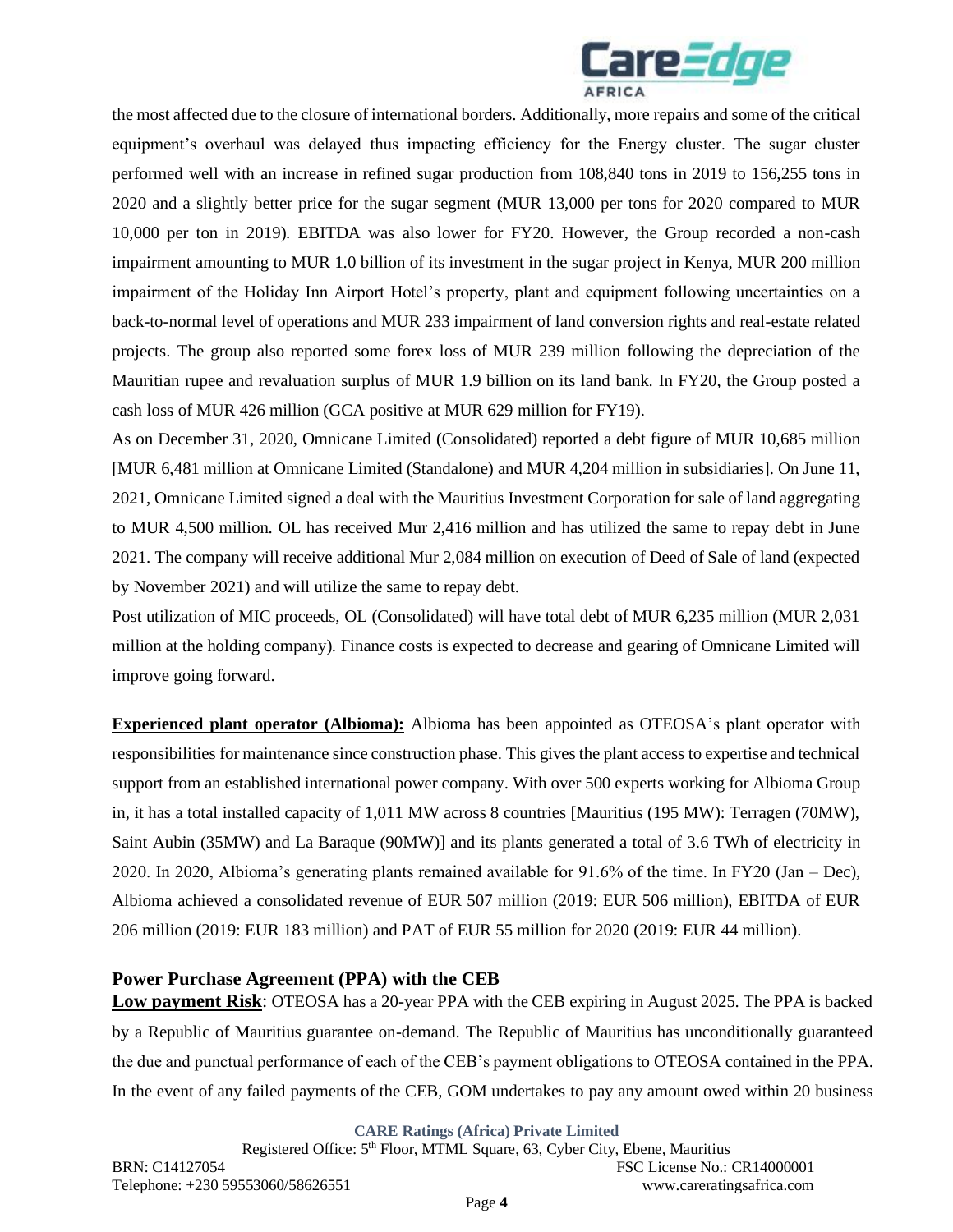the most affected due to the closure of international borders. Additionally, more repairs and some of the critical equipment's overhaul was delayed thus impacting efficiency for the Energy cluster. The sugar cluster performed well with an increase in refined sugar production from 108,840 tons in 2019 to 156,255 tons in 2020 and a slightly better price for the sugar segment (MUR 13,000 per tons for 2020 compared to MUR 10,000 per ton in 2019). EBITDA was also lower for FY20. However, the Group recorded a non-cash impairment amounting to MUR 1.0 billion of its investment in the sugar project in Kenya, MUR 200 million impairment of the Holiday Inn Airport Hotel's property, plant and equipment following uncertainties on a back-to-normal level of operations and MUR 233 impairment of land conversion rights and real-estate related projects. The group also reported some forex loss of MUR 239 million following the depreciation of the Mauritian rupee and revaluation surplus of MUR 1.9 billion on its land bank. In FY20, the Group posted a cash loss of MUR 426 million (GCA positive at MUR 629 million for FY19).

As on December 31, 2020, Omnicane Limited (Consolidated) reported a debt figure of MUR 10,685 million [MUR 6,481 million at Omnicane Limited (Standalone) and MUR 4,204 million in subsidiaries]. On June 11, 2021, Omnicane Limited signed a deal with the Mauritius Investment Corporation for sale of land aggregating to MUR 4,500 million. OL has received Mur 2,416 million and has utilized the same to repay debt in June 2021. The company will receive additional Mur 2,084 million on execution of Deed of Sale of land (expected by November 2021) and will utilize the same to repay debt.

Post utilization of MIC proceeds, OL (Consolidated) will have total debt of MUR 6,235 million (MUR 2,031 million at the holding company). Finance costs is expected to decrease and gearing of Omnicane Limited will improve going forward.

**Experienced plant operator (Albioma):** Albioma has been appointed as OTEOSA's plant operator with responsibilities for maintenance since construction phase. This gives the plant access to expertise and technical support from an established international power company. With over 500 experts working for Albioma Group in, it has a total installed capacity of 1,011 MW across 8 countries [Mauritius (195 MW): Terragen (70MW), Saint Aubin (35MW) and La Baraque (90MW)] and its plants generated a total of 3.6 TWh of electricity in 2020. In 2020, Albioma's generating plants remained available for 91.6% of the time. In FY20 (Jan – Dec), Albioma achieved a consolidated revenue of EUR 507 million (2019: EUR 506 million), EBITDA of EUR 206 million (2019: EUR 183 million) and PAT of EUR 55 million for 2020 (2019: EUR 44 million).

### Power Purchase Agreement (PPA) with the CEB

**Low payment Risk**: OTEOSA has a 20-year PPA with the CEB expiring in August 2025. The PPA is backed by a Republic of Mauritius guarantee on-demand. The Republic of Mauritius has unconditionally guaranteed the due and punctual performance of each of the CEB's payment obligations to OTEOSA contained in the PPA. In the event of any failed payments of the CEB, GOM undertakes to pay any amount owed within 20 business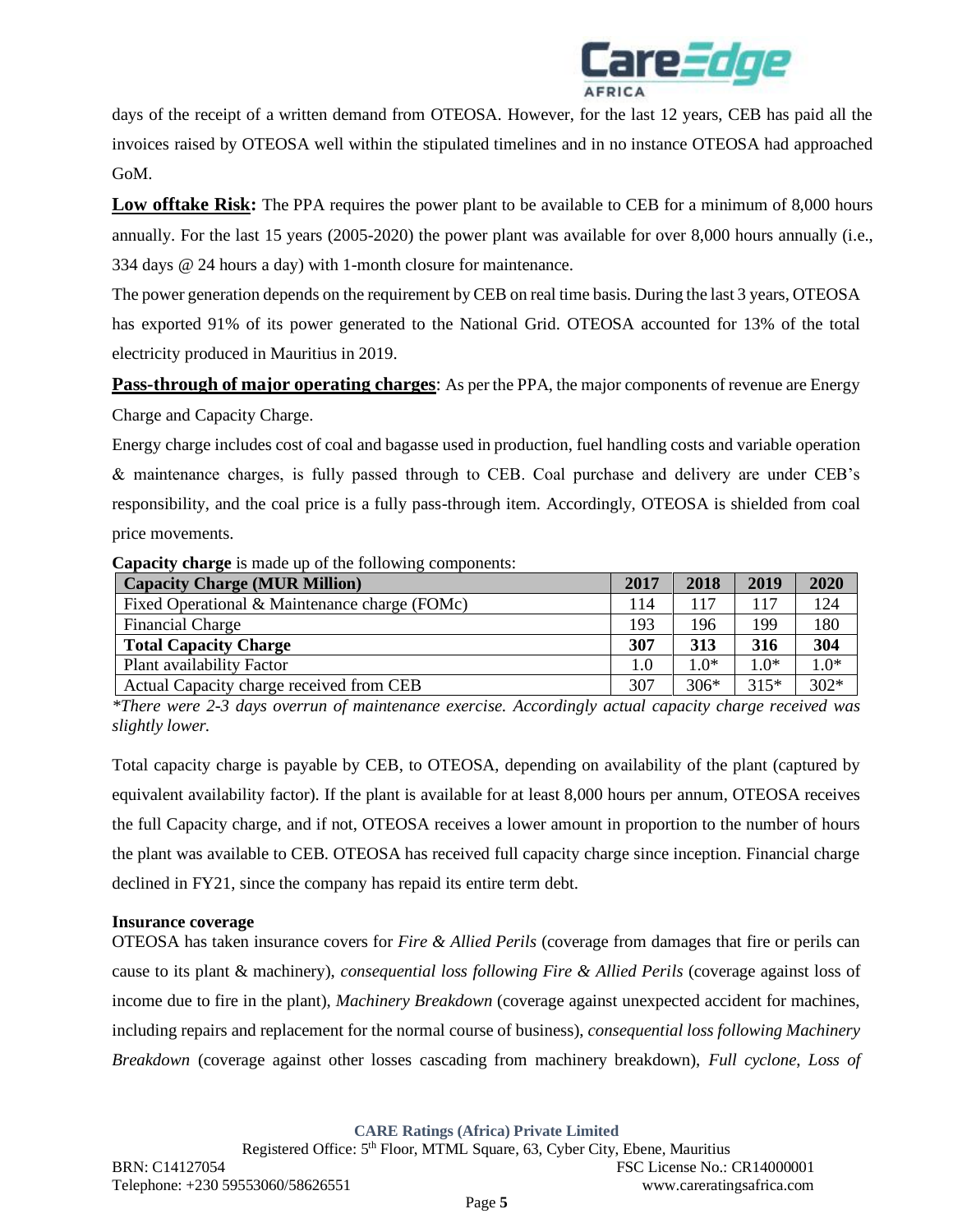days of the receipt of a written demand from OTEOSA. However, for the last 12 years, CEB has paid all the invoices raised by OTEOSA well within the stipulated timelines and in no instance OTEOSA had approached GoM.

**Low offtake Risk:** The PPA requires the power plant to be available to CEB for a minimum of 8,000 hours annually. For the last 15 years (2005-2020) the power plant was available for over 8,000 hours annually (i.e., 334 days @ 24 hours a day) with 1-month closure for maintenance.

The power generation depends on the requirement by CEB on real time basis. During the last 3 years, OTEOSA has exported 91% of its power generated to the National Grid. OTEOSA accounted for 13% of the total electricity produced in Mauritius in 2019.

**Pass-through of major operating charges**: As per the PPA, the major components of revenue are Energy Charge and Capacity Charge.

Energy charge includes cost of coal and bagasse used in production, fuel handling costs and variable operation & maintenance charges, is fully passed through to CEB. Coal purchase and delivery are under CEB's responsibility, and the coal price is a fully pass-through item. Accordingly, OTEOSA is shielded from coal price movements.

**Capacity charge** is made up of the following components:

| Capacity Charge (MUR Million) | 2017 | 2018 | 2019 | 2020 |
|---|---|---|---|---|
| Fixed Operational & Maintenance charge (FOMc) | 114 | 117 | 117 | 124 |
| Financial Charge | 193 | 196 | 199 | 180 |
| **Total Capacity Charge** | **307** | **313** | **316** | **304** |
| Plant availability Factor | 1.0 | 1.0* | 1.0* | 1.0* |
| Actual Capacity charge received from CEB | 307 | 306* | 315* | 302* |

*\*There were 2-3 days overrun of maintenance exercise. Accordingly actual capacity charge received was slightly lower.*

Total capacity charge is payable by CEB, to OTEOSA, depending on availability of the plant (captured by equivalent availability factor). If the plant is available for at least 8,000 hours per annum, OTEOSA receives the full Capacity charge, and if not, OTEOSA receives a lower amount in proportion to the number of hours the plant was available to CEB. OTEOSA has received full capacity charge since inception. Financial charge declined in FY21, since the company has repaid its entire term debt.

**Insurance coverage**

OTEOSA has taken insurance covers for *Fire & Allied Perils* (coverage from damages that fire or perils can cause to its plant & machinery), *consequential loss following Fire & Allied Perils* (coverage against loss of income due to fire in the plant), *Machinery Breakdown* (coverage against unexpected accident for machines, including repairs and replacement for the normal course of business), *consequential loss following Machinery Breakdown* (coverage against other losses cascading from machinery breakdown), *Full cyclone*, *Loss of*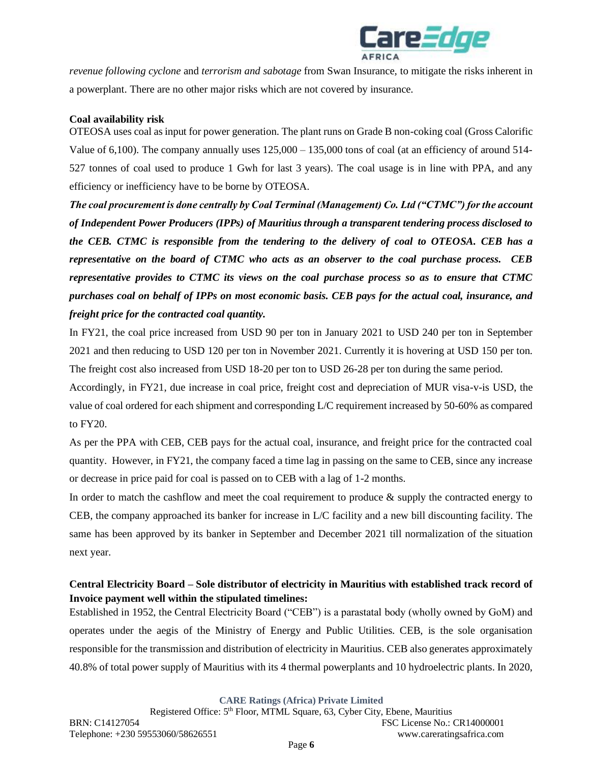*revenue following cyclone* and *terrorism and sabotage* from Swan Insurance, to mitigate the risks inherent in a powerplant. There are no other major risks which are not covered by insurance.

**Coal availability risk**

OTEOSA uses coal as input for power generation. The plant runs on Grade B non-coking coal (Gross Calorific Value of 6,100). The company annually uses 125,000 – 135,000 tons of coal (at an efficiency of around 514-527 tonnes of coal used to produce 1 Gwh for last 3 years). The coal usage is in line with PPA, and any efficiency or inefficiency have to be borne by OTEOSA.

***The coal procurement is done centrally by Coal Terminal (Management) Co. Ltd ("CTMC") for the account of Independent Power Producers (IPPs) of Mauritius through a transparent tendering process disclosed to the CEB. CTMC is responsible from the tendering to the delivery of coal to OTEOSA. CEB has a representative on the board of CTMC who acts as an observer to the coal purchase process. CEB representative provides to CTMC its views on the coal purchase process so as to ensure that CTMC purchases coal on behalf of IPPs on most economic basis. CEB pays for the actual coal, insurance, and freight price for the contracted coal quantity.***

In FY21, the coal price increased from USD 90 per ton in January 2021 to USD 240 per ton in September 2021 and then reducing to USD 120 per ton in November 2021. Currently it is hovering at USD 150 per ton. The freight cost also increased from USD 18-20 per ton to USD 26-28 per ton during the same period.

Accordingly, in FY21, due increase in coal price, freight cost and depreciation of MUR visa-v-is USD, the value of coal ordered for each shipment and corresponding L/C requirement increased by 50-60% as compared to FY20.

As per the PPA with CEB, CEB pays for the actual coal, insurance, and freight price for the contracted coal quantity. However, in FY21, the company faced a time lag in passing on the same to CEB, since any increase or decrease in price paid for coal is passed on to CEB with a lag of 1-2 months.

In order to match the cashflow and meet the coal requirement to produce & supply the contracted energy to CEB, the company approached its banker for increase in L/C facility and a new bill discounting facility. The same has been approved by its banker in September and December 2021 till normalization of the situation next year.

**Central Electricity Board – Sole distributor of electricity in Mauritius with established track record of Invoice payment well within the stipulated timelines:**

Established in 1952, the Central Electricity Board ("CEB") is a parastatal body (wholly owned by GoM) and operates under the aegis of the Ministry of Energy and Public Utilities. CEB, is the sole organisation responsible for the transmission and distribution of electricity in Mauritius. CEB also generates approximately 40.8% of total power supply of Mauritius with its 4 thermal powerplants and 10 hydroelectric plants. In 2020,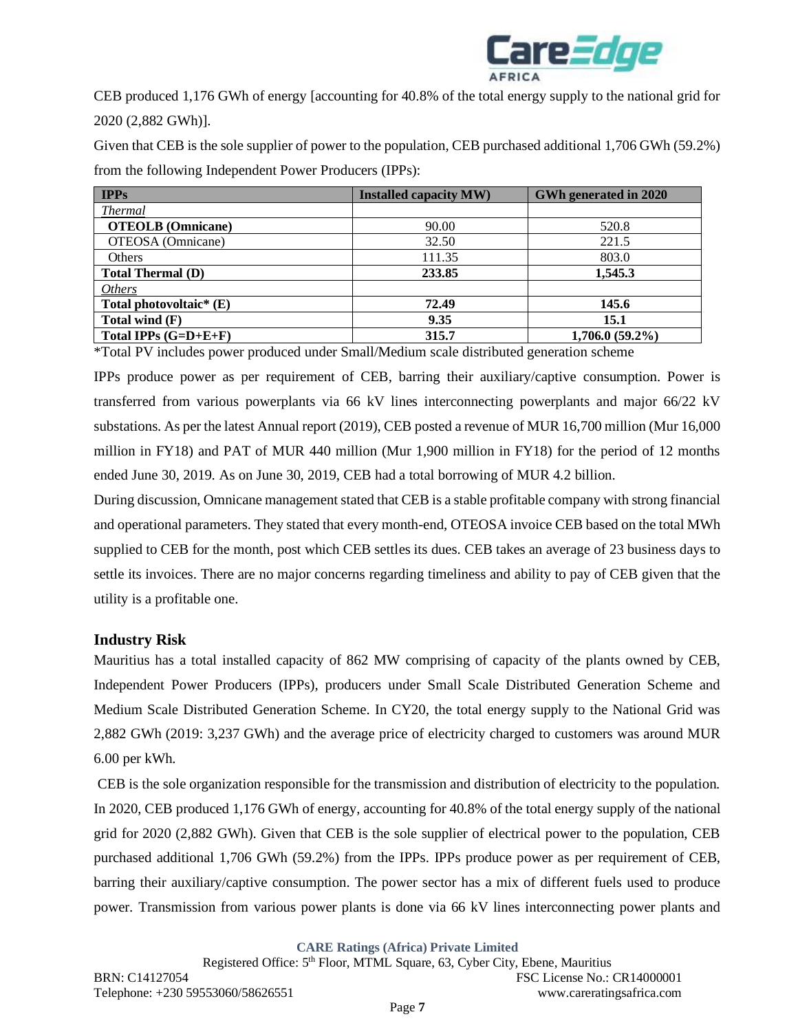CEB produced 1,176 GWh of energy [accounting for 40.8% of the total energy supply to the national grid for 2020 (2,882 GWh)].

Given that CEB is the sole supplier of power to the population, CEB purchased additional 1,706 GWh (59.2%) from the following Independent Power Producers (IPPs):

| IPPs | Installed capacity MW) | GWh generated in 2020 |
|---|---|---|
| *Thermal* | | |
| **OTEOLB (Omnicane)** | 90.00 | 520.8 |
| OTEOSA (Omnicane) | 32.50 | 221.5 |
| Others | 111.35 | 803.0 |
| **Total Thermal (D)** | **233.85** | **1,545.3** |
| *Others* | | |
| **Total photovoltaic* (E)** | **72.49** | **145.6** |
| **Total wind (F)** | **9.35** | **15.1** |
| **Total IPPs (G=D+E+F)** | **315.7** | **1,706.0 (59.2%)** |

*Total PV includes power produced under Small/Medium scale distributed generation scheme

IPPs produce power as per requirement of CEB, barring their auxiliary/captive consumption. Power is transferred from various powerplants via 66 kV lines interconnecting powerplants and major 66/22 kV substations. As per the latest Annual report (2019), CEB posted a revenue of MUR 16,700 million (Mur 16,000 million in FY18) and PAT of MUR 440 million (Mur 1,900 million in FY18) for the period of 12 months ended June 30, 2019. As on June 30, 2019, CEB had a total borrowing of MUR 4.2 billion.

During discussion, Omnicane management stated that CEB is a stable profitable company with strong financial and operational parameters. They stated that every month-end, OTEOSA invoice CEB based on the total MWh supplied to CEB for the month, post which CEB settles its dues. CEB takes an average of 23 business days to settle its invoices. There are no major concerns regarding timeliness and ability to pay of CEB given that the utility is a profitable one.

### Industry Risk

Mauritius has a total installed capacity of 862 MW comprising of capacity of the plants owned by CEB, Independent Power Producers (IPPs), producers under Small Scale Distributed Generation Scheme and Medium Scale Distributed Generation Scheme. In CY20, the total energy supply to the National Grid was 2,882 GWh (2019: 3,237 GWh) and the average price of electricity charged to customers was around MUR 6.00 per kWh.

CEB is the sole organization responsible for the transmission and distribution of electricity to the population. In 2020, CEB produced 1,176 GWh of energy, accounting for 40.8% of the total energy supply of the national grid for 2020 (2,882 GWh). Given that CEB is the sole supplier of electrical power to the population, CEB purchased additional 1,706 GWh (59.2%) from the IPPs. IPPs produce power as per requirement of CEB, barring their auxiliary/captive consumption. The power sector has a mix of different fuels used to produce power. Transmission from various power plants is done via 66 kV lines interconnecting power plants and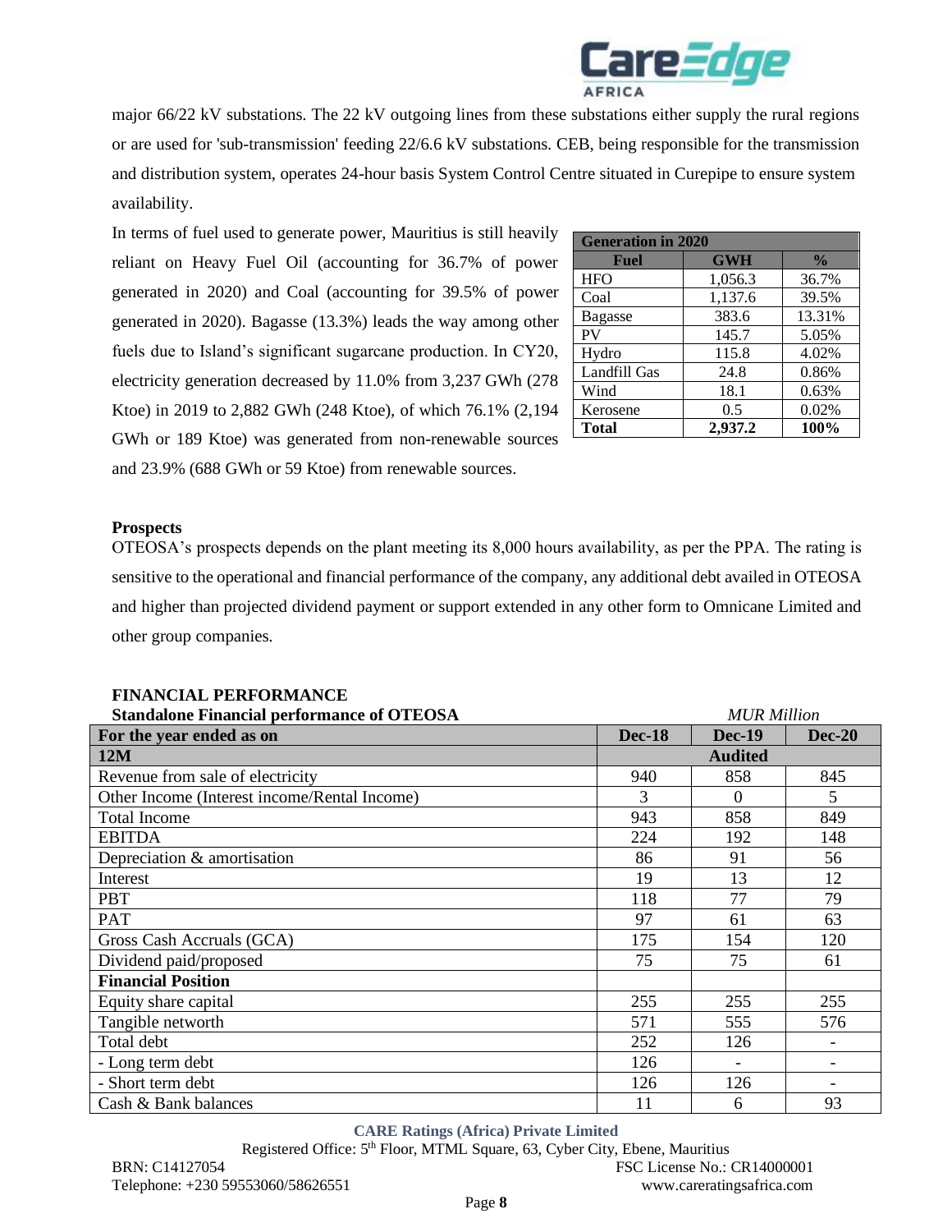major 66/22 kV substations. The 22 kV outgoing lines from these substations either supply the rural regions or are used for 'sub-transmission' feeding 22/6.6 kV substations. CEB, being responsible for the transmission and distribution system, operates 24-hour basis System Control Centre situated in Curepipe to ensure system availability.

In terms of fuel used to generate power, Mauritius is still heavily reliant on Heavy Fuel Oil (accounting for 36.7% of power generated in 2020) and Coal (accounting for 39.5% of power generated in 2020). Bagasse (13.3%) leads the way among other fuels due to Island's significant sugarcane production. In CY20, electricity generation decreased by 11.0% from 3,237 GWh (278 Ktoe) in 2019 to 2,882 GWh (248 Ktoe), of which 76.1% (2,194 GWh or 189 Ktoe) was generated from non-renewable sources and 23.9% (688 GWh or 59 Ktoe) from renewable sources.

| Generation in 2020 | | |
|---|---|---|
| **Fuel** | **GWH** | **%** |
| HFO | 1,056.3 | 36.7% |
| Coal | 1,137.6 | 39.5% |
| Bagasse | 383.6 | 13.31% |
| PV | 145.7 | 5.05% |
| Hydro | 115.8 | 4.02% |
| Landfill Gas | 24.8 | 0.86% |
| Wind | 18.1 | 0.63% |
| Kerosene | 0.5 | 0.02% |
| **Total** | **2,937.2** | **100%** |

**Prospects**

OTEOSA's prospects depends on the plant meeting its 8,000 hours availability, as per the PPA. The rating is sensitive to the operational and financial performance of the company, any additional debt availed in OTEOSA and higher than projected dividend payment or support extended in any other form to Omnicane Limited and other group companies.

**FINANCIAL PERFORMANCE**

**Standalone Financial performance of OTEOSA** *MUR Million*

| For the year ended as on | Dec-18 | Dec-19 | Dec-20 |
|---|---|---|---|
| **12M** | | **Audited** | |
| Revenue from sale of electricity | 940 | 858 | 845 |
| Other Income (Interest income/Rental Income) | 3 | 0 | 5 |
| Total Income | 943 | 858 | 849 |
| EBITDA | 224 | 192 | 148 |
| Depreciation & amortisation | 86 | 91 | 56 |
| Interest | 19 | 13 | 12 |
| PBT | 118 | 77 | 79 |
| PAT | 97 | 61 | 63 |
| Gross Cash Accruals (GCA) | 175 | 154 | 120 |
| Dividend paid/proposed | 75 | 75 | 61 |
| **Financial Position** | | | |
| Equity share capital | 255 | 255 | 255 |
| Tangible networth | 571 | 555 | 576 |
| Total debt | 252 | 126 | - |
| - Long term debt | 126 | - | - |
| - Short term debt | 126 | 126 | - |
| Cash & Bank balances | 11 | 6 | 93 |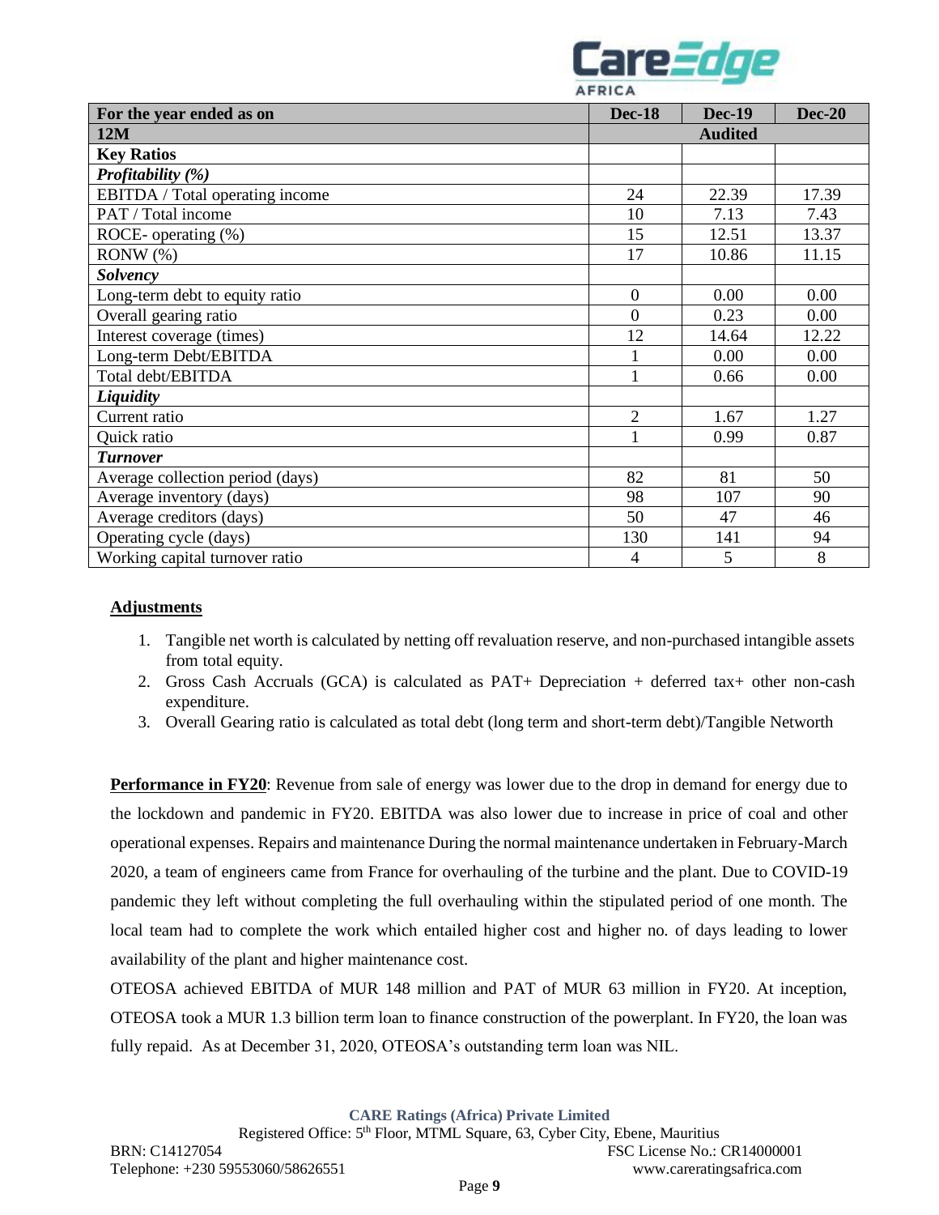| For the year ended as on | Dec-18 | Dec-19 | Dec-20 |
|---|---|---|---|
| **12M** | | **Audited** | |
| **Key Ratios** | | | |
| ***Profitability (%)*** | | | |
| EBITDA / Total operating income | 24 | 22.39 | 17.39 |
| PAT / Total income | 10 | 7.13 | 7.43 |
| ROCE- operating (%) | 15 | 12.51 | 13.37 |
| RONW (%) | 17 | 10.86 | 11.15 |
| ***Solvency*** | | | |
| Long-term debt to equity ratio | 0 | 0.00 | 0.00 |
| Overall gearing ratio | 0 | 0.23 | 0.00 |
| Interest coverage (times) | 12 | 14.64 | 12.22 |
| Long-term Debt/EBITDA | 1 | 0.00 | 0.00 |
| Total debt/EBITDA | 1 | 0.66 | 0.00 |
| ***Liquidity*** | | | |
| Current ratio | 2 | 1.67 | 1.27 |
| Quick ratio | 1 | 0.99 | 0.87 |
| ***Turnover*** | | | |
| Average collection period (days) | 82 | 81 | 50 |
| Average inventory (days) | 98 | 107 | 90 |
| Average creditors (days) | 50 | 47 | 46 |
| Operating cycle (days) | 130 | 141 | 94 |
| Working capital turnover ratio | 4 | 5 | 8 |

**Adjustments**

1. Tangible net worth is calculated by netting off revaluation reserve, and non-purchased intangible assets from total equity.
2. Gross Cash Accruals (GCA) is calculated as PAT+ Depreciation + deferred tax+ other non-cash expenditure.
3. Overall Gearing ratio is calculated as total debt (long term and short-term debt)/Tangible Networth

**Performance in FY20**: Revenue from sale of energy was lower due to the drop in demand for energy due to the lockdown and pandemic in FY20. EBITDA was also lower due to increase in price of coal and other operational expenses. Repairs and maintenance During the normal maintenance undertaken in February-March 2020, a team of engineers came from France for overhauling of the turbine and the plant. Due to COVID-19 pandemic they left without completing the full overhauling within the stipulated period of one month. The local team had to complete the work which entailed higher cost and higher no. of days leading to lower availability of the plant and higher maintenance cost.

OTEOSA achieved EBITDA of MUR 148 million and PAT of MUR 63 million in FY20. At inception, OTEOSA took a MUR 1.3 billion term loan to finance construction of the powerplant. In FY20, the loan was fully repaid. As at December 31, 2020, OTEOSA's outstanding term loan was NIL.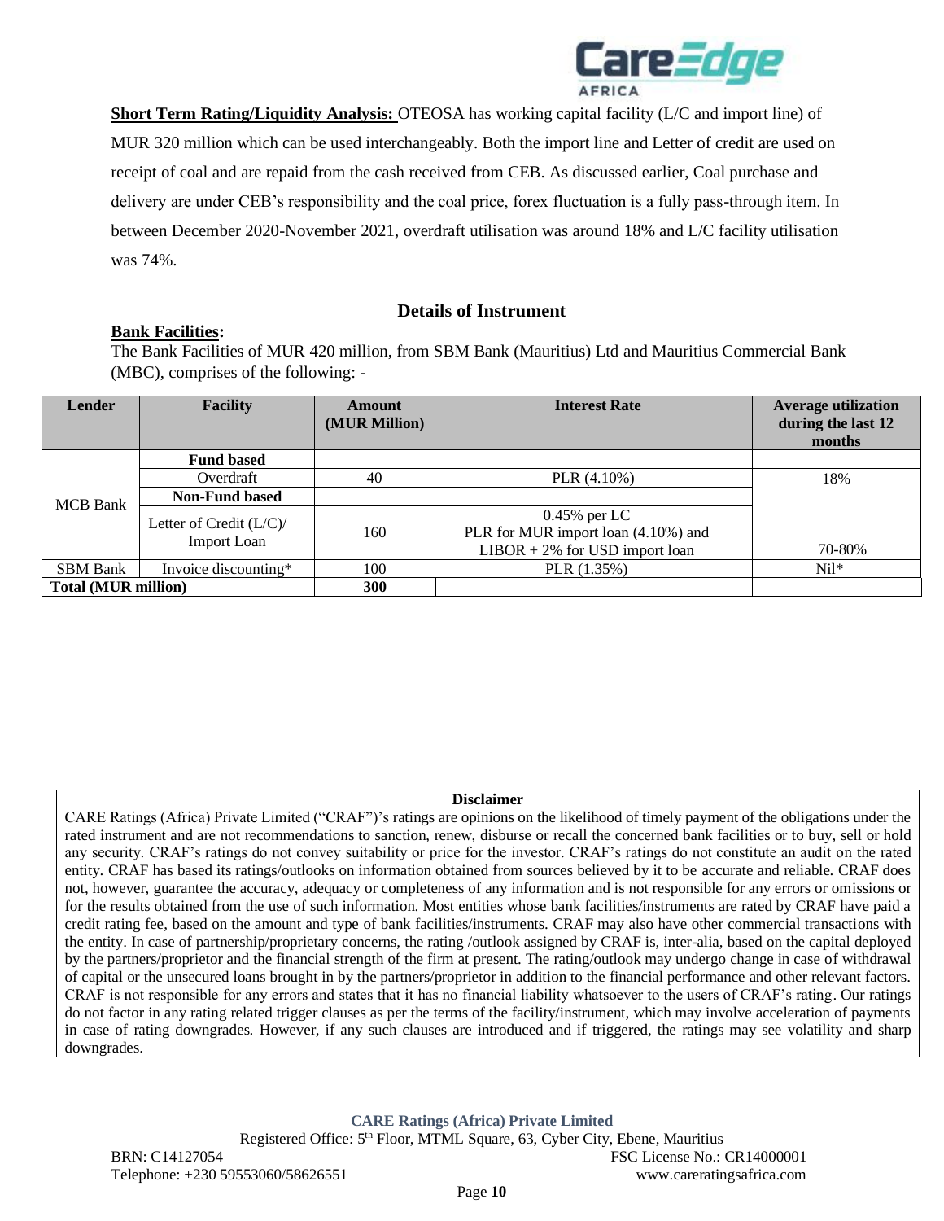**Short Term Rating/Liquidity Analysis:** OTEOSA has working capital facility (L/C and import line) of MUR 320 million which can be used interchangeably. Both the import line and Letter of credit are used on receipt of coal and are repaid from the cash received from CEB. As discussed earlier, Coal purchase and delivery are under CEB's responsibility and the coal price, forex fluctuation is a fully pass-through item. In between December 2020-November 2021, overdraft utilisation was around 18% and L/C facility utilisation was 74%.

## Details of Instrument

**Bank Facilities:**

The Bank Facilities of MUR 420 million, from SBM Bank (Mauritius) Ltd and Mauritius Commercial Bank (MBC), comprises of the following: -

| Lender | Facility | Amount (MUR Million) | Interest Rate | Average utilization during the last 12 months |
|---|---|---|---|---|
| MCB Bank | **Fund based** | | | |
| | Overdraft | 40 | PLR (4.10%) | 18% |
| | **Non-Fund based** | | | |
| | Letter of Credit (L/C)/ Import Loan | 160 | 0.45% per LC<br>PLR for MUR import loan (4.10%) and<br>LIBOR + 2% for USD import loan | 70-80% |
| SBM Bank | Invoice discounting* | 100 | PLR (1.35%) | Nil* |
| **Total (MUR million)** | | **300** | | |

**Disclaimer**

CARE Ratings (Africa) Private Limited ("CRAF")'s ratings are opinions on the likelihood of timely payment of the obligations under the rated instrument and are not recommendations to sanction, renew, disburse or recall the concerned bank facilities or to buy, sell or hold any security. CRAF's ratings do not convey suitability or price for the investor. CRAF's ratings do not constitute an audit on the rated entity. CRAF has based its ratings/outlooks on information obtained from sources believed by it to be accurate and reliable. CRAF does not, however, guarantee the accuracy, adequacy or completeness of any information and is not responsible for any errors or omissions or for the results obtained from the use of such information. Most entities whose bank facilities/instruments are rated by CRAF have paid a credit rating fee, based on the amount and type of bank facilities/instruments. CRAF may also have other commercial transactions with the entity. In case of partnership/proprietary concerns, the rating /outlook assigned by CRAF is, inter-alia, based on the capital deployed by the partners/proprietor and the financial strength of the firm at present. The rating/outlook may undergo change in case of withdrawal of capital or the unsecured loans brought in by the partners/proprietor in addition to the financial performance and other relevant factors. CRAF is not responsible for any errors and states that it has no financial liability whatsoever to the users of CRAF's rating. Our ratings do not factor in any rating related trigger clauses as per the terms of the facility/instrument, which may involve acceleration of payments in case of rating downgrades. However, if any such clauses are introduced and if triggered, the ratings may see volatility and sharp downgrades.